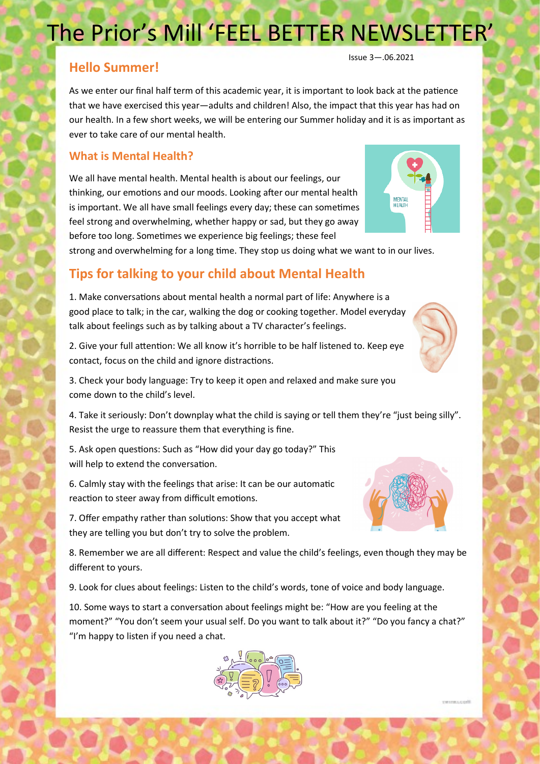# The Prior's Mill 'FEEL BETTER NEWSLETTER'

Issue 3—.06.2021

## Hello Summer!

As we enter our final half term of this academic year, it is important to look back at the patience that we have exercised this year—adults and children! Also, the impact that this year has had on our health. In a few short weeks, we will be entering our Summer holiday and it is as important as ever to take care of our mental health.

## What is Mental Health?

We all have mental health. Mental health is about our feelings, our thinking, our emotions and our moods. Looking after our mental health is important. We all have small feelings every day; these can sometimes feel strong and overwhelming, whether happy or sad, but they go away before too long. Sometimes we experience big feelings; these feel strong and overwhelming for a long time. They stop us doing what we want to in our lives.

## Tips for talking to your child about Mental Health

1. Make conversations about mental health a normal part of life: Anywhere is a good place to talk; in the car, walking the dog or cooking together. Model everyday talk about feelings such as by talking about a TV character's feelings.

2. Give your full attention: We all know it's horrible to be half listened to. Keep eye contact, focus on the child and ignore distractions.

3. Check your body language: Try to keep it open and relaxed and make sure you come down to the child's level.

4. Take it seriously: Don't downplay what the child is saying or tell them they're "just being silly". Resist the urge to reassure them that everything is fine.

5. Ask open questions: Such as "How did your day go today?" This will help to extend the conversation.

6. Calmly stay with the feelings that arise: It can be our automatic reaction to steer away from difficult emotions.

7. Offer empathy rather than solutions: Show that you accept what they are telling you but don't try to solve the problem.

8. Remember we are all different: Respect and value the child's feelings, even though they may be different to yours.

9. Look for clues about feelings: Listen to the child's words, tone of voice and body language.

10. Some ways to start a conversation about feelings might be: "How are you feeling at the moment?" "You don't seem your usual self. Do you want to talk about it?" "Do you fancy a chat?" "I'm happy to listen if you need a chat.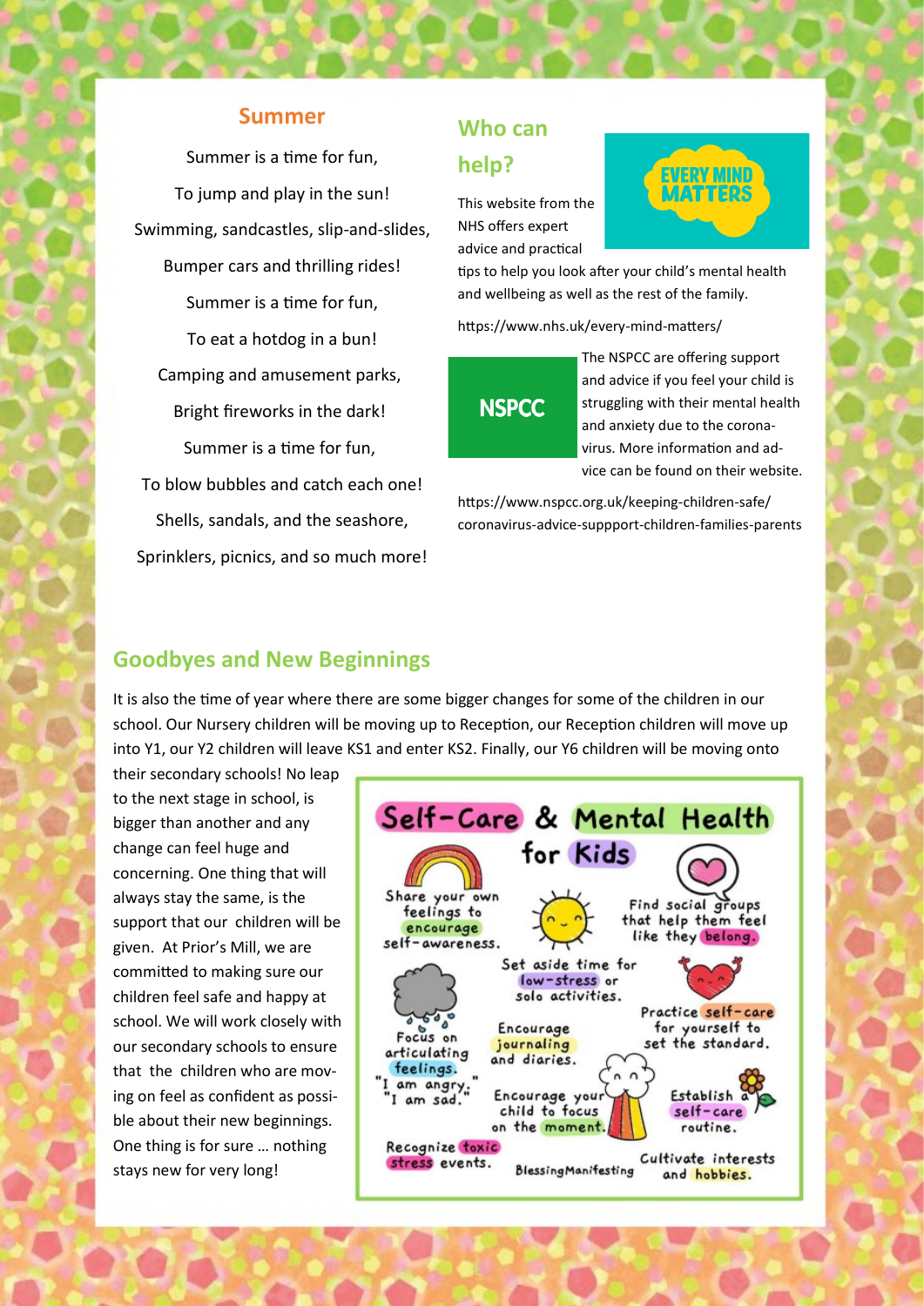## Summer

Summer is a time for fun,

To jump and play in the sun!

Swimming, sandcastles, slip-and-slides,

Bumper cars and thrilling rides!

Summer is a time for fun,

To eat a hotdog in a bun!

Camping and amusement parks,

Bright fireworks in the dark!

Summer is a time for fun,

To blow bubbles and catch each one!

Shells, sandals, and the seashore,

Sprinklers, picnics, and so much more!

## Who can help?

EVERY MIND MATTERS

This website from the NHS offers expert advice and practical tips to help you look after your child's mental health and wellbeing as well as the rest of the family.

https://www.nhs.uk/every-mind-matters/

NSPCC

The NSPCC are offering support and advice if you feel your child is struggling with their mental health and anxiety due to the coronavirus. More information and advice can be found on their website.

https://www.nspcc.org.uk/keeping-children-safe/coronavirus-advice-suppport-children-families-parents

## Goodbyes and New Beginnings

It is also the time of year where there are some bigger changes for some of the children in our school. Our Nursery children will be moving up to Reception, our Reception children will move up into Y1, our Y2 children will leave KS1 and enter KS2. Finally, our Y6 children will be moving onto their secondary schools! No leap to the next stage in school, is bigger than another and any change can feel huge and concerning. One thing that will always stay the same, is the support that our children will be given. At Prior's Mill, we are committed to making sure our children feel safe and happy at school. We will work closely with our secondary schools to ensure that the children who are moving on feel as confident as possible about their new beginnings. One thing is for sure … nothing stays new for very long!

### Self-Care & Mental Health for Kids

- Share your own feelings to encourage self-awareness.
- Find social groups that help them feel like they belong.
- Set aside time for low-stress or solo activities.
- Focus on articulating feelings. "I am angry." "I am sad."
- Practice self-care for yourself to set the standard.
- Encourage journaling and diaries.
- Encourage your child to focus on the moment.
- Establish a self-care routine.
- Recognize toxic stress events.
- Cultivate interests and hobbies.

BlessingManifesting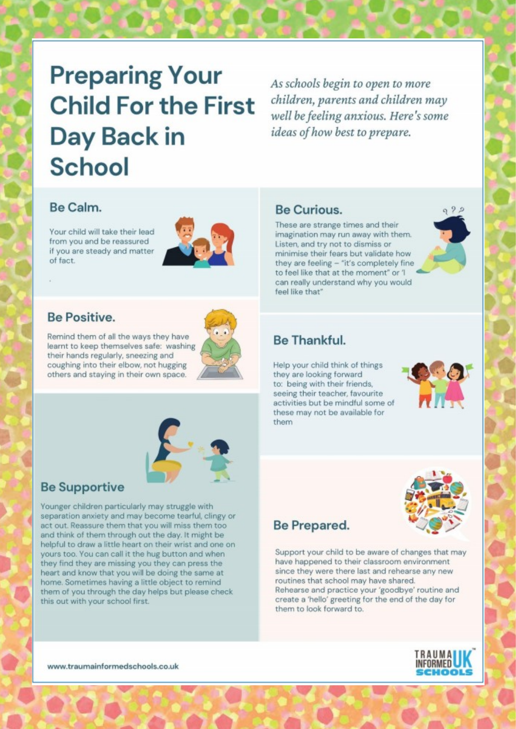# Preparing Your Child For the First Day Back in School

*As schools begin to open to more children, parents and children may well be feeling anxious. Here's some ideas of how best to prepare.*

## Be Calm.

Your child will take their lead from you and be reassured if you are steady and matter of fact.

## Be Curious.

These are strange times and their imagination may run away with them. Listen, and try not to dismiss or minimise their fears but validate how they are feeling – "it's completely fine to feel like that at the moment" or 'I can really understand why you would feel like that"

## Be Positive.

Remind them of all the ways they have learnt to keep themselves safe: washing their hands regularly, sneezing and coughing into their elbow, not hugging others and staying in their own space.

## Be Thankful.

Help your child think of things they are looking forward to: being with their friends, seeing their teacher, favourite activities but be mindful some of these may not be available for them

## Be Supportive

Younger children particularly may struggle with separation anxiety and may become tearful, clingy or act out. Reassure them that you will miss them too and think of them through out the day. It might be helpful to draw a little heart on their wrist and one on yours too. You can call it the hug button and when they find they are missing you they can press the heart and know that you will be doing the same at home. Sometimes having a little object to remind them of you through the day helps but please check this out with your school first.

## Be Prepared.

Support your child to be aware of changes that may have happened to their classroom environment since they were there last and rehearse any new routines that school may have shared.
Rehearse and practice your 'goodbye' routine and create a 'hello' greeting for the end of the day for them to look forward to.

www.traumainformedschools.co.uk

TRAUMA INFORMED UK SCHOOLS